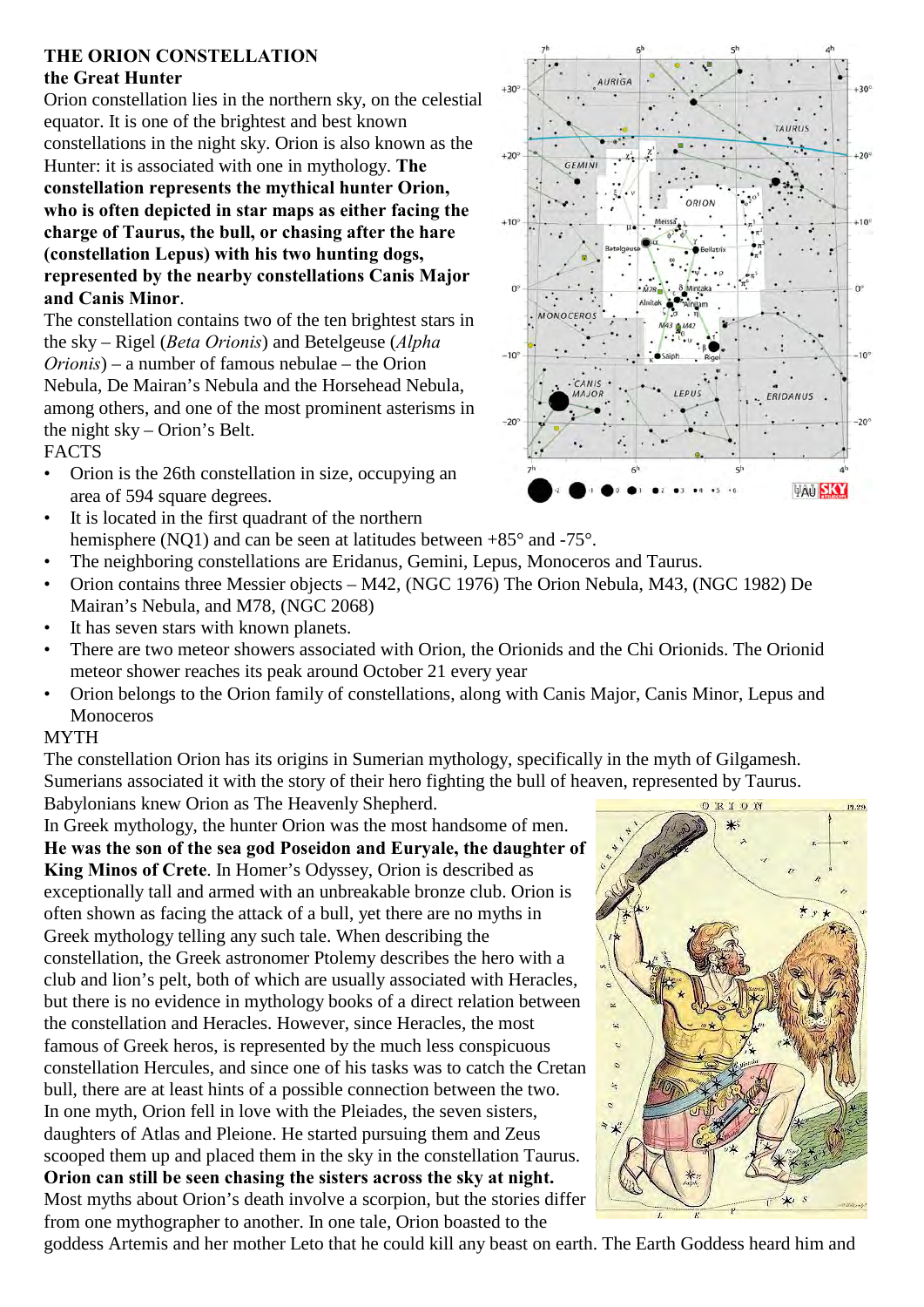# THE ORION CONSTELLATION

## the Great Hunter

Orion constellation lies in the northern sky, on the celestial equator. It is one of the brightest and best known constellations in the night sky. Orion is also known as the Hunter: it is associated with one in mythology. **The constellation represents the mythical hunter Orion, who is often depicted in star maps as either facing the charge of Taurus, the bull, or chasing after the hare (constellation Lepus) with his two hunting dogs, represented by the nearby constellations Canis Major and Canis Minor**.

The constellation contains two of the ten brightest stars in the sky – Rigel (*Beta Orionis*) and Betelgeuse (*Alpha Orionis*) – a number of famous nebulae – the Orion Nebula, De Mairan's Nebula and the Horsehead Nebula, among others, and one of the most prominent asterisms in the night sky – Orion's Belt.

FACTS

- Orion is the 26th constellation in size, occupying an area of 594 square degrees.
- It is located in the first quadrant of the northern hemisphere (NQ1) and can be seen at latitudes between +85° and -75°.
- The neighboring constellations are Eridanus, Gemini, Lepus, Monoceros and Taurus.
- Orion contains three Messier objects – M42, (NGC 1976) The Orion Nebula, M43, (NGC 1982) De Mairan's Nebula, and M78, (NGC 2068)
- It has seven stars with known planets.
- There are two meteor showers associated with Orion, the Orionids and the Chi Orionids. The Orionid meteor shower reaches its peak around October 21 every year
- Orion belongs to the Orion family of constellations, along with Canis Major, Canis Minor, Lepus and Monoceros

MYTH

The constellation Orion has its origins in Sumerian mythology, specifically in the myth of Gilgamesh. Sumerians associated it with the story of their hero fighting the bull of heaven, represented by Taurus. Babylonians knew Orion as The Heavenly Shepherd.

In Greek mythology, the hunter Orion was the most handsome of men. **He was the son of the sea god Poseidon and Euryale, the daughter of King Minos of Crete**. In Homer's Odyssey, Orion is described as exceptionally tall and armed with an unbreakable bronze club. Orion is often shown as facing the attack of a bull, yet there are no myths in Greek mythology telling any such tale. When describing the constellation, the Greek astronomer Ptolemy describes the hero with a club and lion's pelt, both of which are usually associated with Heracles, but there is no evidence in mythology books of a direct relation between the constellation and Heracles. However, since Heracles, the most famous of Greek heros, is represented by the much less conspicuous constellation Hercules, and since one of his tasks was to catch the Cretan bull, there are at least hints of a possible connection between the two.

In one myth, Orion fell in love with the Pleiades, the seven sisters, daughters of Atlas and Pleione. He started pursuing them and Zeus scooped them up and placed them in the sky in the constellation Taurus. **Orion can still be seen chasing the sisters across the sky at night.**

Most myths about Orion's death involve a scorpion, but the stories differ from one mythographer to another. In one tale, Orion boasted to the goddess Artemis and her mother Leto that he could kill any beast on earth. The Earth Goddess heard him and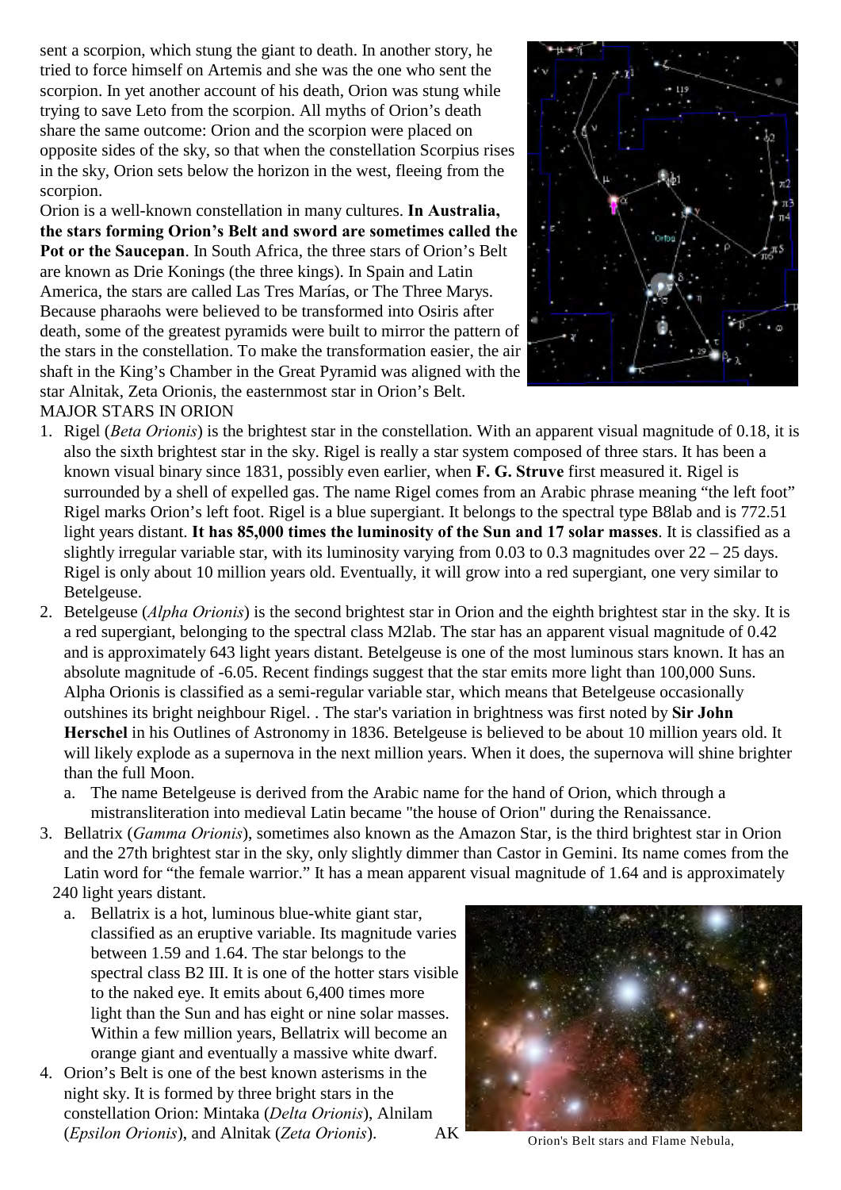sent a scorpion, which stung the giant to death. In another story, he tried to force himself on Artemis and she was the one who sent the scorpion. In yet another account of his death, Orion was stung while trying to save Leto from the scorpion. All myths of Orion's death share the same outcome: Orion and the scorpion were placed on opposite sides of the sky, so that when the constellation Scorpius rises in the sky, Orion sets below the horizon in the west, fleeing from the scorpion.

Orion is a well-known constellation in many cultures. **In Australia, the stars forming Orion's Belt and sword are sometimes called the Pot or the Saucepan**. In South Africa, the three stars of Orion's Belt are known as Drie Konings (the three kings). In Spain and Latin America, the stars are called Las Tres Marías, or The Three Marys. Because pharaohs were believed to be transformed into Osiris after death, some of the greatest pyramids were built to mirror the pattern of the stars in the constellation. To make the transformation easier, the air shaft in the King's Chamber in the Great Pyramid was aligned with the star Alnitak, Zeta Orionis, the easternmost star in Orion's Belt.

MAJOR STARS IN ORION

1. Rigel (*Beta Orionis*) is the brightest star in the constellation. With an apparent visual magnitude of 0.18, it is also the sixth brightest star in the sky. Rigel is really a star system composed of three stars. It has been a known visual binary since 1831, possibly even earlier, when **F. G. Struve** first measured it. Rigel is surrounded by a shell of expelled gas. The name Rigel comes from an Arabic phrase meaning "the left foot" Rigel marks Orion's left foot. Rigel is a blue supergiant. It belongs to the spectral type B8lab and is 772.51 light years distant. **It has 85,000 times the luminosity of the Sun and 17 solar masses**. It is classified as a slightly irregular variable star, with its luminosity varying from 0.03 to 0.3 magnitudes over 22 – 25 days. Rigel is only about 10 million years old. Eventually, it will grow into a red supergiant, one very similar to Betelgeuse.
2. Betelgeuse (*Alpha Orionis*) is the second brightest star in Orion and the eighth brightest star in the sky. It is a red supergiant, belonging to the spectral class M2lab. The star has an apparent visual magnitude of 0.42 and is approximately 643 light years distant. Betelgeuse is one of the most luminous stars known. It has an absolute magnitude of -6.05. Recent findings suggest that the star emits more light than 100,000 Suns. Alpha Orionis is classified as a semi-regular variable star, which means that Betelgeuse occasionally outshines its bright neighbour Rigel. . The star's variation in brightness was first noted by **Sir John Herschel** in his Outlines of Astronomy in 1836. Betelgeuse is believed to be about 10 million years old. It will likely explode as a supernova in the next million years. When it does, the supernova will shine brighter than the full Moon.
   a. The name Betelgeuse is derived from the Arabic name for the hand of Orion, which through a mistransliteration into medieval Latin became "the house of Orion" during the Renaissance.
3. Bellatrix (*Gamma Orionis*), sometimes also known as the Amazon Star, is the third brightest star in Orion and the 27th brightest star in the sky, only slightly dimmer than Castor in Gemini. Its name comes from the Latin word for "the female warrior." It has a mean apparent visual magnitude of 1.64 and is approximately 240 light years distant.
   a. Bellatrix is a hot, luminous blue-white giant star, classified as an eruptive variable. Its magnitude varies between 1.59 and 1.64. The star belongs to the spectral class B2 III. It is one of the hotter stars visible to the naked eye. It emits about 6,400 times more light than the Sun and has eight or nine solar masses. Within a few million years, Bellatrix will become an orange giant and eventually a massive white dwarf.
4. Orion's Belt is one of the best known asterisms in the night sky. It is formed by three bright stars in the constellation Orion: Mintaka (*Delta Orionis*), Alnilam (*Epsilon Orionis*), and Alnitak (*Zeta Orionis*). AK

Orion's Belt stars and Flame Nebula,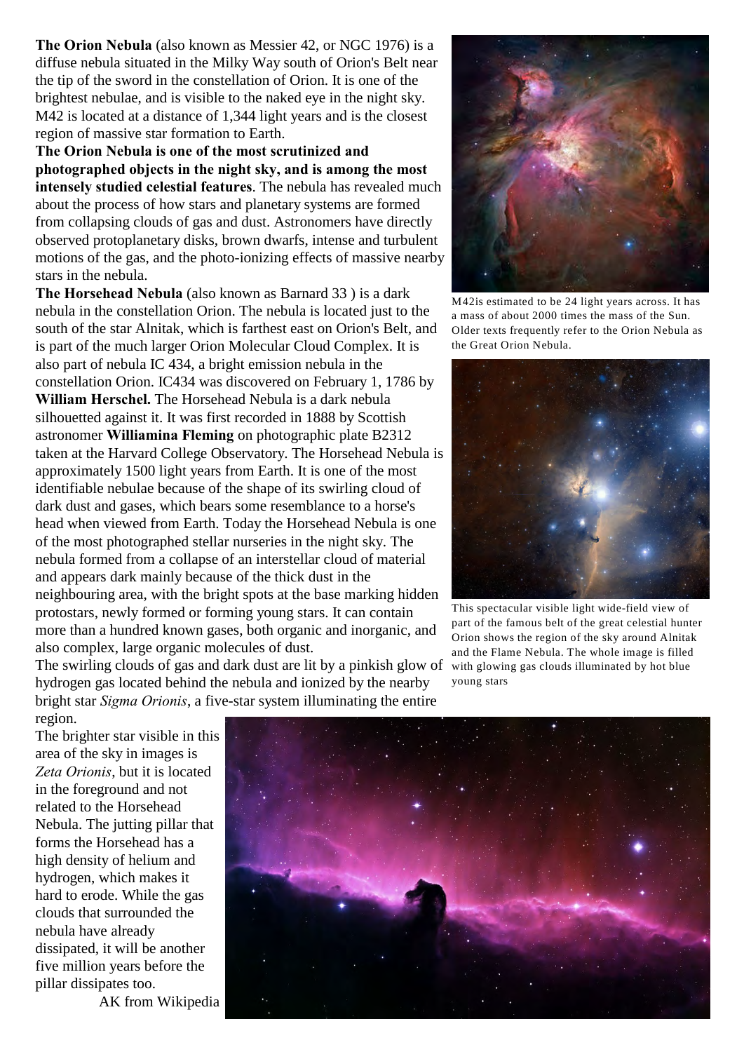**The Orion Nebula** (also known as Messier 42, or NGC 1976) is a diffuse nebula situated in the Milky Way south of Orion's Belt near the tip of the sword in the constellation of Orion. It is one of the brightest nebulae, and is visible to the naked eye in the night sky. M42 is located at a distance of 1,344 light years and is the closest region of massive star formation to Earth.

**The Orion Nebula is one of the most scrutinized and photographed objects in the night sky, and is among the most intensely studied celestial features**. The nebula has revealed much about the process of how stars and planetary systems are formed from collapsing clouds of gas and dust. Astronomers have directly observed protoplanetary disks, brown dwarfs, intense and turbulent motions of the gas, and the photo-ionizing effects of massive nearby stars in the nebula.

M42is estimated to be 24 light years across. It has a mass of about 2000 times the mass of the Sun. Older texts frequently refer to the Orion Nebula as the Great Orion Nebula.

**The Horsehead Nebula** (also known as Barnard 33 ) is a dark nebula in the constellation Orion. The nebula is located just to the south of the star Alnitak, which is farthest east on Orion's Belt, and is part of the much larger Orion Molecular Cloud Complex. It is also part of nebula IC 434, a bright emission nebula in the constellation Orion. IC434 was discovered on February 1, 1786 by **William Herschel.** The Horsehead Nebula is a dark nebula silhouetted against it. It was first recorded in 1888 by Scottish astronomer **Williamina Fleming** on photographic plate B2312 taken at the Harvard College Observatory. The Horsehead Nebula is approximately 1500 light years from Earth. It is one of the most identifiable nebulae because of the shape of its swirling cloud of dark dust and gases, which bears some resemblance to a horse's head when viewed from Earth. Today the Horsehead Nebula is one of the most photographed stellar nurseries in the night sky. The nebula formed from a collapse of an interstellar cloud of material and appears dark mainly because of the thick dust in the neighbouring area, with the bright spots at the base marking hidden protostars, newly formed or forming young stars. It can contain more than a hundred known gases, both organic and inorganic, and also complex, large organic molecules of dust.

The swirling clouds of gas and dark dust are lit by a pinkish glow of hydrogen gas located behind the nebula and ionized by the nearby bright star *Sigma Orionis*, a five-star system illuminating the entire region.

This spectacular visible light wide-field view of part of the famous belt of the great celestial hunter Orion shows the region of the sky around Alnitak and the Flame Nebula. The whole image is filled with glowing gas clouds illuminated by hot blue young stars

The brighter star visible in this area of the sky in images is *Zeta Orionis*, but it is located in the foreground and not related to the Horsehead Nebula. The jutting pillar that forms the Horsehead has a high density of helium and hydrogen, which makes it hard to erode. While the gas clouds that surrounded the nebula have already dissipated, it will be another five million years before the pillar dissipates too.

AK from Wikipedia